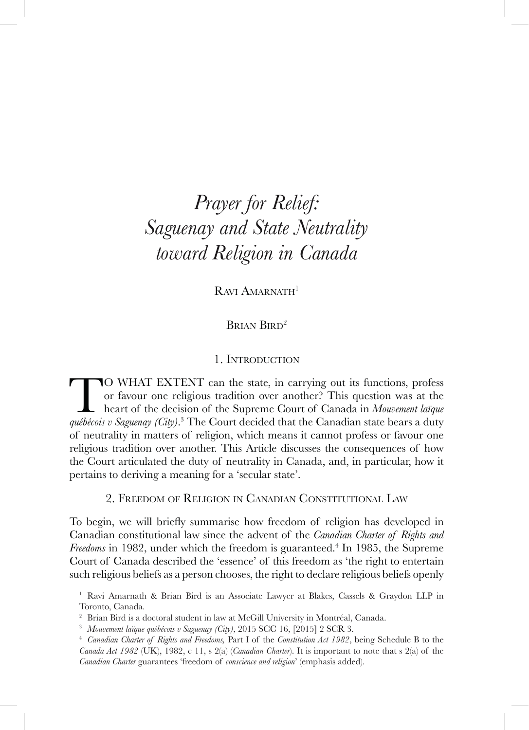# *Prayer for Relief: Saguenay and State Neutrality toward Religion in Canada*

Ravi Amarnath[1]

Brian Bird[2]

## 1. Introduction

TO WHAT EXTENT can the state, in carrying out its functions, profess or favour one religious tradition over another? This question was at the heart of the decision of the Supreme Court of Canada in *Mouvement laïque québécois v Saguenay (City)*.[3] The Court decided that the Canadian state bears a duty of neutrality in matters of religion, which means it cannot profess or favour one religious tradition over another. This Article discusses the consequences of how the Court articulated the duty of neutrality in Canada, and, in particular, how it pertains to deriving a meaning for a 'secular state'.

## 2. Freedom of Religion in Canadian Constitutional Law

To begin, we will briefly summarise how freedom of religion has developed in Canadian constitutional law since the advent of the *Canadian Charter of Rights and Freedoms* in 1982, under which the freedom is guaranteed.[4] In 1985, the Supreme Court of Canada described the 'essence' of this freedom as 'the right to entertain such religious beliefs as a person chooses, the right to declare religious beliefs openly

---

[1] Ravi Amarnath & Brian Bird is an Associate Lawyer at Blakes, Cassels & Graydon LLP in Toronto, Canada.

[2] Brian Bird is a doctoral student in law at McGill University in Montréal, Canada.

[3] *Mouvement laïque québécois v Saguenay (City)*, 2015 SCC 16, [2015] 2 SCR 3.

[4] *Canadian Charter of Rights and Freedoms*, Part I of the *Constitution Act 1982*, being Schedule B to the *Canada Act 1982* (UK), 1982, c 11, s 2(a) (*Canadian Charter*). It is important to note that s 2(a) of the *Canadian Charter* guarantees 'freedom of *conscience and religion*' (emphasis added).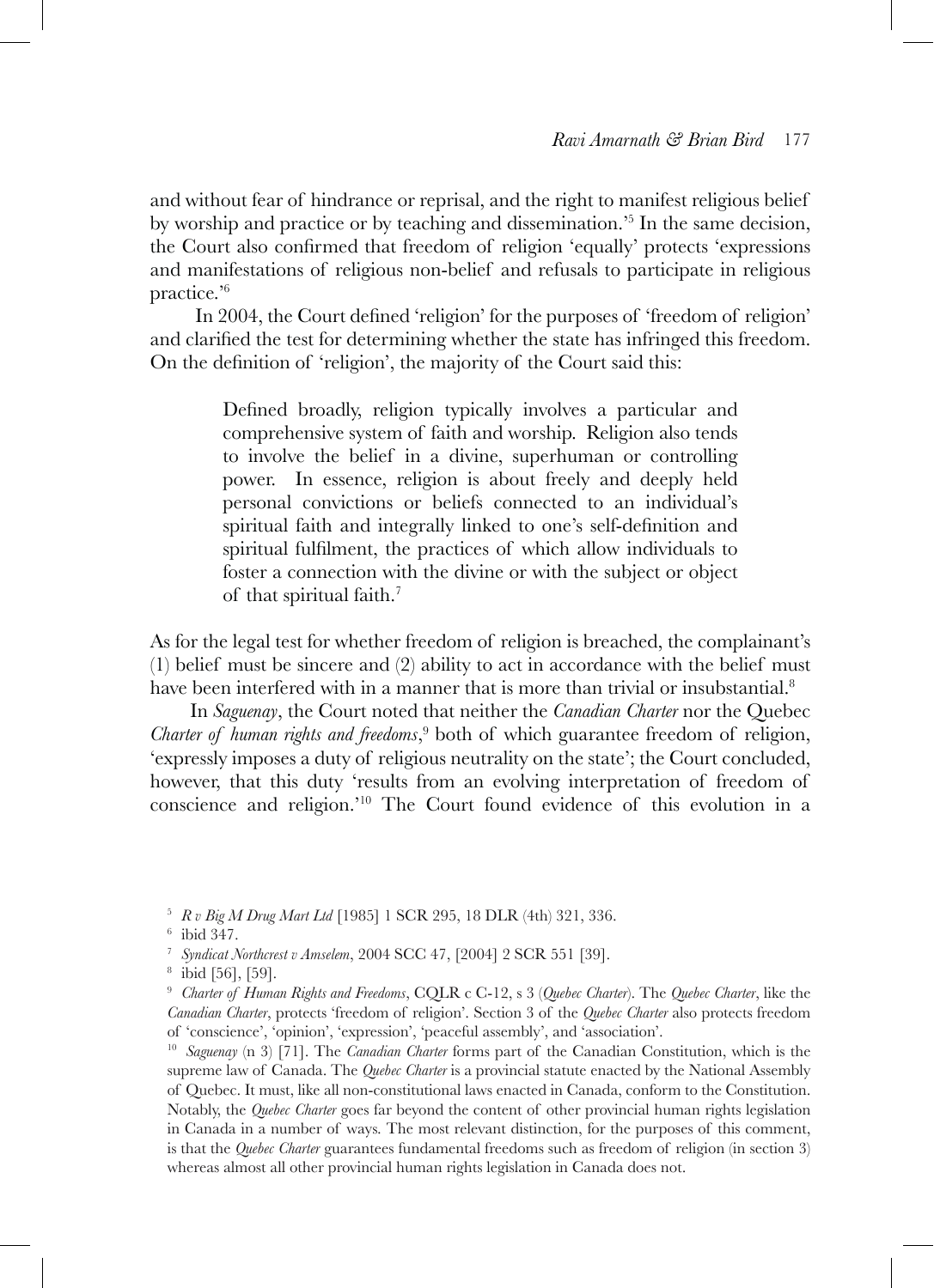and without fear of hindrance or reprisal, and the right to manifest religious belief by worship and practice or by teaching and dissemination.'[5] In the same decision, the Court also confirmed that freedom of religion 'equally' protects 'expressions and manifestations of religious non-belief and refusals to participate in religious practice.'[6]

In 2004, the Court defined 'religion' for the purposes of 'freedom of religion' and clarified the test for determining whether the state has infringed this freedom. On the definition of 'religion', the majority of the Court said this:

> Defined broadly, religion typically involves a particular and comprehensive system of faith and worship. Religion also tends to involve the belief in a divine, superhuman or controlling power. In essence, religion is about freely and deeply held personal convictions or beliefs connected to an individual's spiritual faith and integrally linked to one's self-definition and spiritual fulfilment, the practices of which allow individuals to foster a connection with the divine or with the subject or object of that spiritual faith.[7]

As for the legal test for whether freedom of religion is breached, the complainant's (1) belief must be sincere and (2) ability to act in accordance with the belief must have been interfered with in a manner that is more than trivial or insubstantial.[8]

In *Saguenay*, the Court noted that neither the *Canadian Charter* nor the Quebec *Charter of human rights and freedoms*,[9] both of which guarantee freedom of religion, 'expressly imposes a duty of religious neutrality on the state'; the Court concluded, however, that this duty 'results from an evolving interpretation of freedom of conscience and religion.'[10] The Court found evidence of this evolution in a

---

[5] *R v Big M Drug Mart Ltd* [1985] 1 SCR 295, 18 DLR (4th) 321, 336.

[6] ibid 347.

[7] *Syndicat Northcrest v Amselem*, 2004 SCC 47, [2004] 2 SCR 551 [39].

[8] ibid [56], [59].

[9] *Charter of Human Rights and Freedoms*, CQLR c C-12, s 3 (*Quebec Charter*). The *Quebec Charter*, like the *Canadian Charter*, protects 'freedom of religion'. Section 3 of the *Quebec Charter* also protects freedom of 'conscience', 'opinion', 'expression', 'peaceful assembly', and 'association'.

[10] *Saguenay* (n 3) [71]. The *Canadian Charter* forms part of the Canadian Constitution, which is the supreme law of Canada. The *Quebec Charter* is a provincial statute enacted by the National Assembly of Quebec. It must, like all non-constitutional laws enacted in Canada, conform to the Constitution. Notably, the *Quebec Charter* goes far beyond the content of other provincial human rights legislation in Canada in a number of ways. The most relevant distinction, for the purposes of this comment, is that the *Quebec Charter* guarantees fundamental freedoms such as freedom of religion (in section 3) whereas almost all other provincial human rights legislation in Canada does not.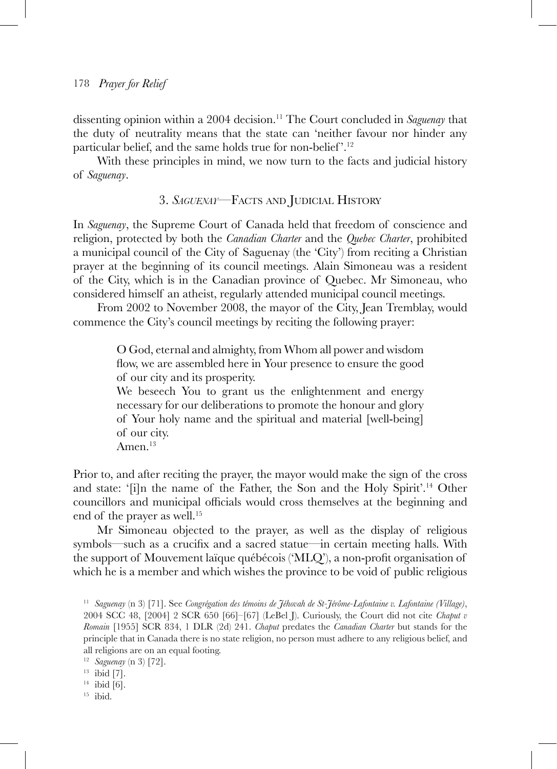dissenting opinion within a 2004 decision.[11] The Court concluded in *Saguenay* that the duty of neutrality means that the state can 'neither favour nor hinder any particular belief, and the same holds true for non-belief'.[12]

With these principles in mind, we now turn to the facts and judicial history of *Saguenay*.

## 3. *Saguenay*—Facts and Judicial History

In *Saguenay*, the Supreme Court of Canada held that freedom of conscience and religion, protected by both the *Canadian Charter* and the *Quebec Charter*, prohibited a municipal council of the City of Saguenay (the 'City') from reciting a Christian prayer at the beginning of its council meetings. Alain Simoneau was a resident of the City, which is in the Canadian province of Quebec. Mr Simoneau, who considered himself an atheist, regularly attended municipal council meetings.

From 2002 to November 2008, the mayor of the City, Jean Tremblay, would commence the City's council meetings by reciting the following prayer:

> O God, eternal and almighty, from Whom all power and wisdom flow, we are assembled here in Your presence to ensure the good of our city and its prosperity.
> We beseech You to grant us the enlightenment and energy necessary for our deliberations to promote the honour and glory of Your holy name and the spiritual and material [well-being] of our city.
> Amen.[13]

Prior to, and after reciting the prayer, the mayor would make the sign of the cross and state: '[i]n the name of the Father, the Son and the Holy Spirit'.[14] Other councillors and municipal officials would cross themselves at the beginning and end of the prayer as well.[15]

Mr Simoneau objected to the prayer, as well as the display of religious symbols—such as a crucifix and a sacred statue—in certain meeting halls. With the support of Mouvement laïque québécois ('MLQ'), a non-profit organisation of which he is a member and which wishes the province to be void of public religious

[11] *Saguenay* (n 3) [71]. See *Congrégation des témoins de Jéhovah de St-Jérôme-Lafontaine v. Lafontaine (Village)*, 2004 SCC 48, [2004] 2 SCR 650 [66]–[67] (LeBel J). Curiously, the Court did not cite *Chaput v Romain* [1955] SCR 834, 1 DLR (2d) 241. *Chaput* predates the *Canadian Charter* but stands for the principle that in Canada there is no state religion, no person must adhere to any religious belief, and all religions are on an equal footing.

[12] *Saguenay* (n 3) [72].

[13] ibid [7].

[14] ibid [6].

[15] ibid.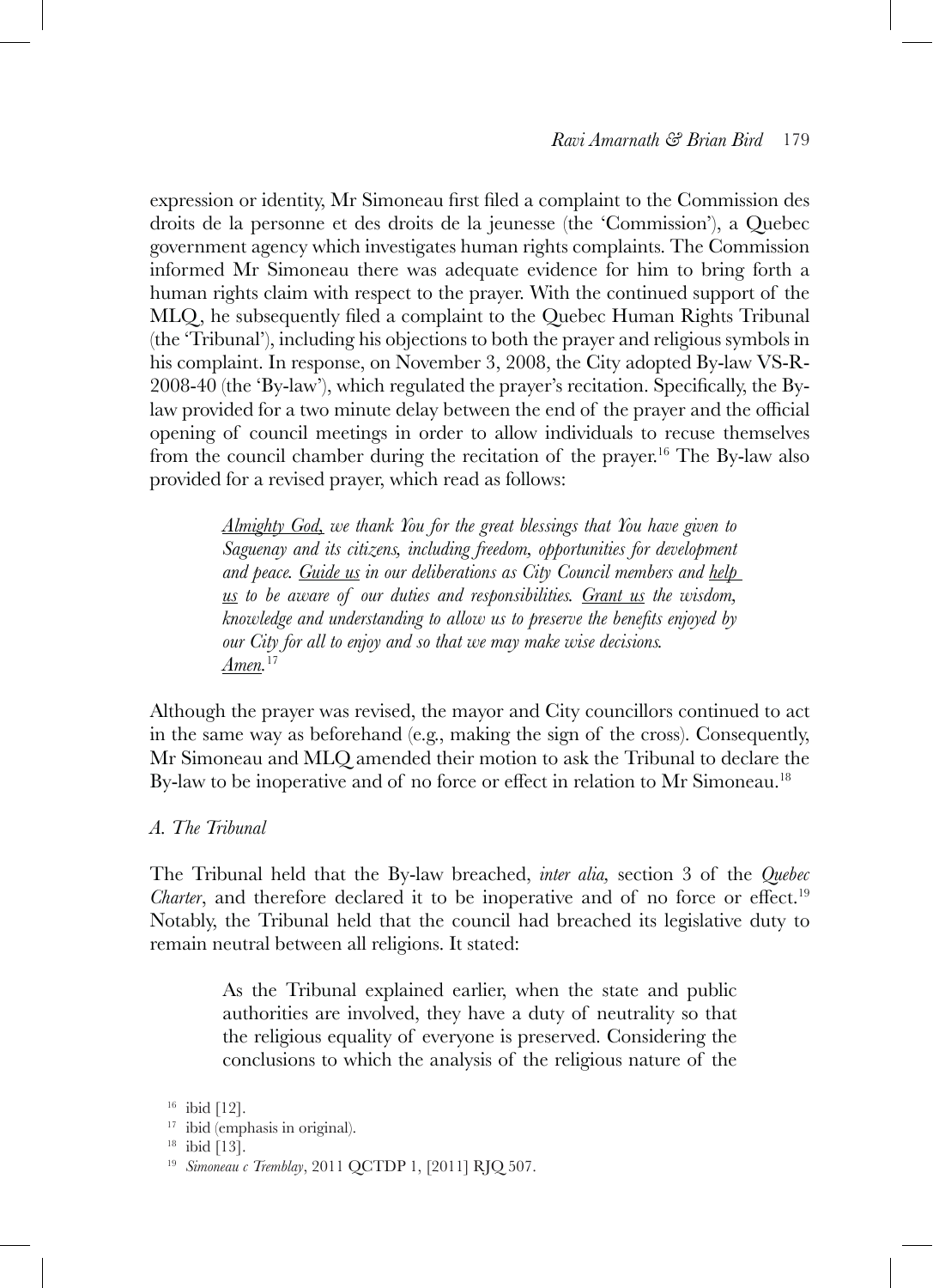expression or identity, Mr Simoneau first filed a complaint to the Commission des droits de la personne et des droits de la jeunesse (the 'Commission'), a Quebec government agency which investigates human rights complaints. The Commission informed Mr Simoneau there was adequate evidence for him to bring forth a human rights claim with respect to the prayer. With the continued support of the MLQ, he subsequently filed a complaint to the Quebec Human Rights Tribunal (the 'Tribunal'), including his objections to both the prayer and religious symbols in his complaint. In response, on November 3, 2008, the City adopted By-law VS-R-2008-40 (the 'By-law'), which regulated the prayer's recitation. Specifically, the By-law provided for a two minute delay between the end of the prayer and the official opening of council meetings in order to allow individuals to recuse themselves from the council chamber during the recitation of the prayer.[16] The By-law also provided for a revised prayer, which read as follows:

> *<u>Almighty God,</u> we thank You for the great blessings that You have given to Saguenay and its citizens, including freedom, opportunities for development and peace. <u>Guide us</u> in our deliberations as City Council members and <u>help us</u> to be aware of our duties and responsibilities. <u>Grant us</u> the wisdom, knowledge and understanding to allow us to preserve the benefits enjoyed by our City for all to enjoy and so that we may make wise decisions. <u>Amen.</u>*[17]

Although the prayer was revised, the mayor and City councillors continued to act in the same way as beforehand (e.g., making the sign of the cross). Consequently, Mr Simoneau and MLQ amended their motion to ask the Tribunal to declare the By-law to be inoperative and of no force or effect in relation to Mr Simoneau.[18]

### *A. The Tribunal*

The Tribunal held that the By-law breached, *inter alia,* section 3 of the *Quebec Charter*, and therefore declared it to be inoperative and of no force or effect.[19] Notably, the Tribunal held that the council had breached its legislative duty to remain neutral between all religions. It stated:

> As the Tribunal explained earlier, when the state and public authorities are involved, they have a duty of neutrality so that the religious equality of everyone is preserved. Considering the conclusions to which the analysis of the religious nature of the

[16] ibid [12].

[17] ibid (emphasis in original).

[18] ibid [13].

[19] *Simoneau c Tremblay*, 2011 QCTDP 1, [2011] RJQ 507.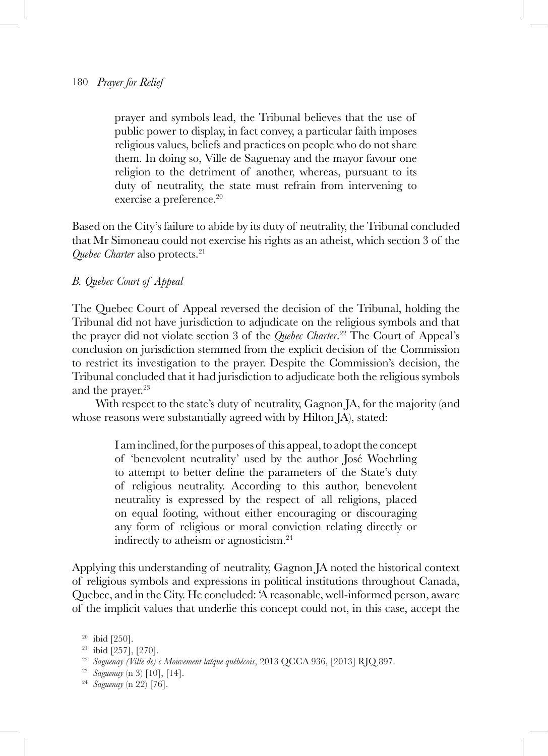> prayer and symbols lead, the Tribunal believes that the use of public power to display, in fact convey, a particular faith imposes religious values, beliefs and practices on people who do not share them. In doing so, Ville de Saguenay and the mayor favour one religion to the detriment of another, whereas, pursuant to its duty of neutrality, the state must refrain from intervening to exercise a preference.[20]

Based on the City's failure to abide by its duty of neutrality, the Tribunal concluded that Mr Simoneau could not exercise his rights as an atheist, which section 3 of the *Quebec Charter* also protects.[21]

### *B. Quebec Court of Appeal*

The Quebec Court of Appeal reversed the decision of the Tribunal, holding the Tribunal did not have jurisdiction to adjudicate on the religious symbols and that the prayer did not violate section 3 of the *Quebec Charter*.[22] The Court of Appeal's conclusion on jurisdiction stemmed from the explicit decision of the Commission to restrict its investigation to the prayer. Despite the Commission's decision, the Tribunal concluded that it had jurisdiction to adjudicate both the religious symbols and the prayer.[23]

With respect to the state's duty of neutrality, Gagnon JA, for the majority (and whose reasons were substantially agreed with by Hilton JA), stated:

> I am inclined, for the purposes of this appeal, to adopt the concept of 'benevolent neutrality' used by the author José Woehrling to attempt to better define the parameters of the State's duty of religious neutrality. According to this author, benevolent neutrality is expressed by the respect of all religions, placed on equal footing, without either encouraging or discouraging any form of religious or moral conviction relating directly or indirectly to atheism or agnosticism.[24]

Applying this understanding of neutrality, Gagnon JA noted the historical context of religious symbols and expressions in political institutions throughout Canada, Quebec, and in the City. He concluded: 'A reasonable, well-informed person, aware of the implicit values that underlie this concept could not, in this case, accept the

---

[20] ibid [250].

[21] ibid [257], [270].

[22] *Saguenay (Ville de) c Mouvement laïque québécois*, 2013 QCCA 936, [2013] RJQ 897.

[23] *Saguenay* (n 3) [10], [14].

[24] *Saguenay* (n 22) [76].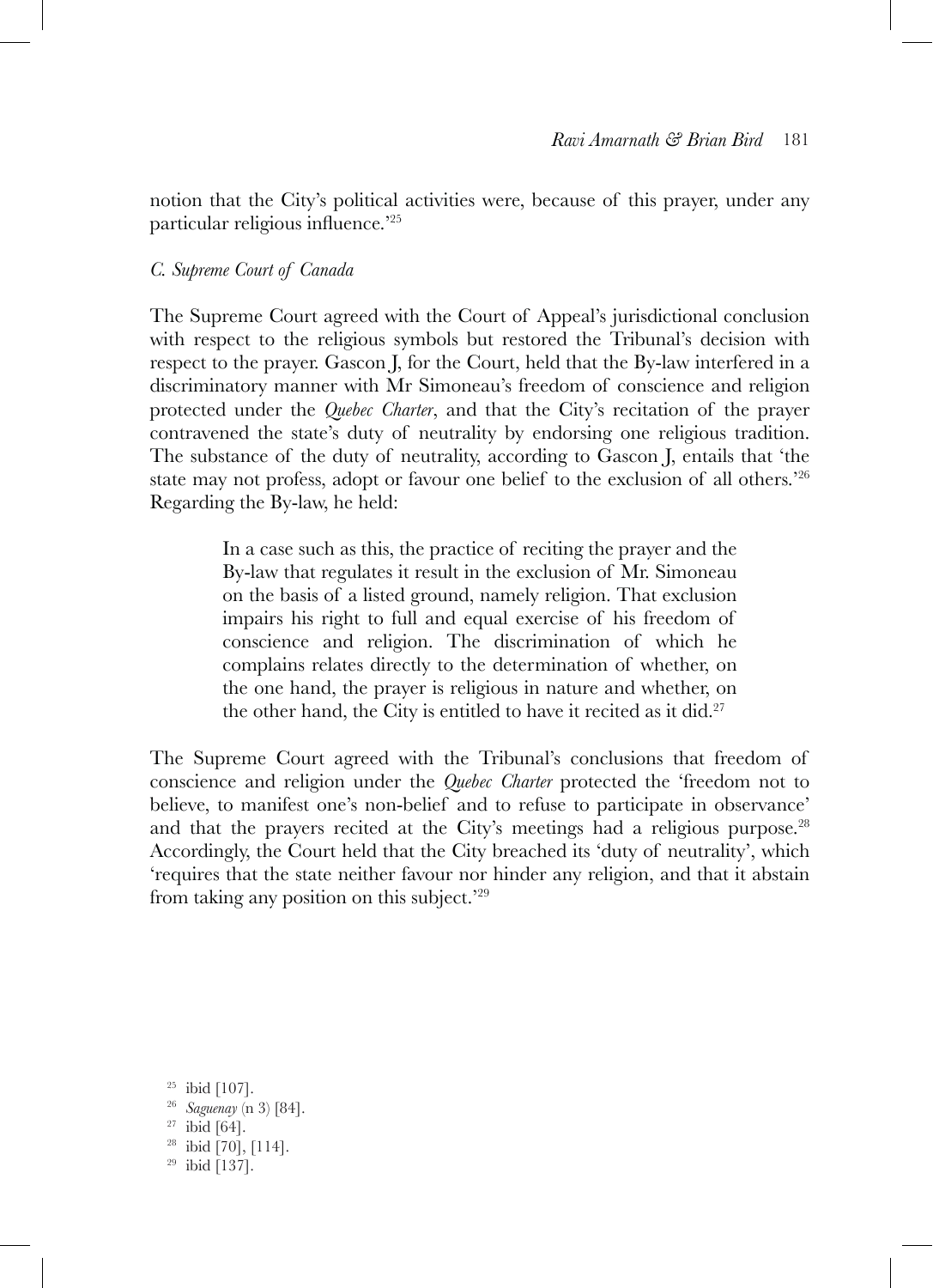notion that the City's political activities were, because of this prayer, under any particular religious influence.'[25]

### C. Supreme Court of Canada

The Supreme Court agreed with the Court of Appeal's jurisdictional conclusion with respect to the religious symbols but restored the Tribunal's decision with respect to the prayer. Gascon J, for the Court, held that the By-law interfered in a discriminatory manner with Mr Simoneau's freedom of conscience and religion protected under the *Quebec Charter*, and that the City's recitation of the prayer contravened the state's duty of neutrality by endorsing one religious tradition. The substance of the duty of neutrality, according to Gascon J, entails that 'the state may not profess, adopt or favour one belief to the exclusion of all others.'[26] Regarding the By-law, he held:

> In a case such as this, the practice of reciting the prayer and the By-law that regulates it result in the exclusion of Mr. Simoneau on the basis of a listed ground, namely religion. That exclusion impairs his right to full and equal exercise of his freedom of conscience and religion. The discrimination of which he complains relates directly to the determination of whether, on the one hand, the prayer is religious in nature and whether, on the other hand, the City is entitled to have it recited as it did.[27]

The Supreme Court agreed with the Tribunal's conclusions that freedom of conscience and religion under the *Quebec Charter* protected the 'freedom not to believe, to manifest one's non-belief and to refuse to participate in observance' and that the prayers recited at the City's meetings had a religious purpose.[28] Accordingly, the Court held that the City breached its 'duty of neutrality', which 'requires that the state neither favour nor hinder any religion, and that it abstain from taking any position on this subject.'[29]

[25] ibid [107].
[26] *Saguenay* (n 3) [84].
[27] ibid [64].
[28] ibid [70], [114].
[29] ibid [137].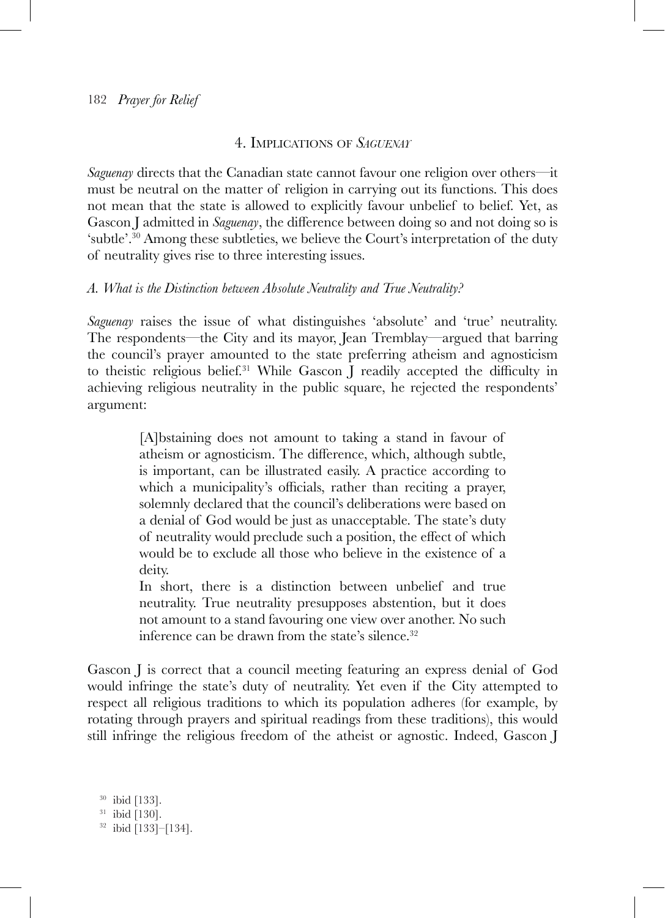## 4. Implications of *Saguenay*

*Saguenay* directs that the Canadian state cannot favour one religion over others—it must be neutral on the matter of religion in carrying out its functions. This does not mean that the state is allowed to explicitly favour unbelief to belief. Yet, as Gascon J admitted in *Saguenay*, the difference between doing so and not doing so is 'subtle'.[30] Among these subtleties, we believe the Court's interpretation of the duty of neutrality gives rise to three interesting issues.

### *A. What is the Distinction between Absolute Neutrality and True Neutrality?*

*Saguenay* raises the issue of what distinguishes 'absolute' and 'true' neutrality. The respondents—the City and its mayor, Jean Tremblay—argued that barring the council's prayer amounted to the state preferring atheism and agnosticism to theistic religious belief.[31] While Gascon J readily accepted the difficulty in achieving religious neutrality in the public square, he rejected the respondents' argument:

> [A]bstaining does not amount to taking a stand in favour of atheism or agnosticism. The difference, which, although subtle, is important, can be illustrated easily. A practice according to which a municipality's officials, rather than reciting a prayer, solemnly declared that the council's deliberations were based on a denial of God would be just as unacceptable. The state's duty of neutrality would preclude such a position, the effect of which would be to exclude all those who believe in the existence of a deity.
>
> In short, there is a distinction between unbelief and true neutrality. True neutrality presupposes abstention, but it does not amount to a stand favouring one view over another. No such inference can be drawn from the state's silence.[32]

Gascon J is correct that a council meeting featuring an express denial of God would infringe the state's duty of neutrality. Yet even if the City attempted to respect all religious traditions to which its population adheres (for example, by rotating through prayers and spiritual readings from these traditions), this would still infringe the religious freedom of the atheist or agnostic. Indeed, Gascon J

[30] ibid [133].

[31] ibid [130].

[32] ibid [133]–[134].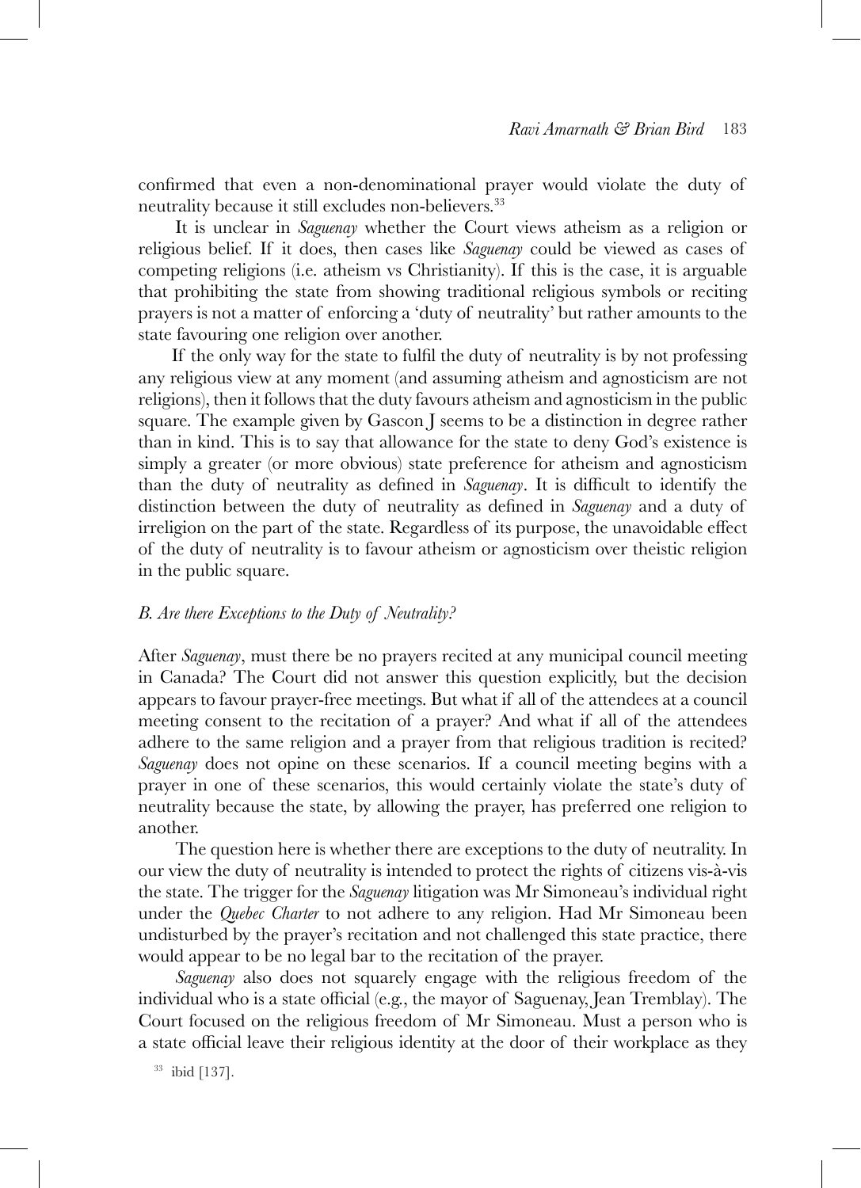confirmed that even a non-denominational prayer would violate the duty of neutrality because it still excludes non-believers.[33]

It is unclear in *Saguenay* whether the Court views atheism as a religion or religious belief. If it does, then cases like *Saguenay* could be viewed as cases of competing religions (i.e. atheism vs Christianity). If this is the case, it is arguable that prohibiting the state from showing traditional religious symbols or reciting prayers is not a matter of enforcing a 'duty of neutrality' but rather amounts to the state favouring one religion over another.

If the only way for the state to fulfil the duty of neutrality is by not professing any religious view at any moment (and assuming atheism and agnosticism are not religions), then it follows that the duty favours atheism and agnosticism in the public square. The example given by Gascon J seems to be a distinction in degree rather than in kind. This is to say that allowance for the state to deny God's existence is simply a greater (or more obvious) state preference for atheism and agnosticism than the duty of neutrality as defined in *Saguenay*. It is difficult to identify the distinction between the duty of neutrality as defined in *Saguenay* and a duty of irreligion on the part of the state. Regardless of its purpose, the unavoidable effect of the duty of neutrality is to favour atheism or agnosticism over theistic religion in the public square.

### *B. Are there Exceptions to the Duty of Neutrality?*

After *Saguenay*, must there be no prayers recited at any municipal council meeting in Canada? The Court did not answer this question explicitly, but the decision appears to favour prayer-free meetings. But what if all of the attendees at a council meeting consent to the recitation of a prayer? And what if all of the attendees adhere to the same religion and a prayer from that religious tradition is recited? *Saguenay* does not opine on these scenarios. If a council meeting begins with a prayer in one of these scenarios, this would certainly violate the state's duty of neutrality because the state, by allowing the prayer, has preferred one religion to another.

The question here is whether there are exceptions to the duty of neutrality. In our view the duty of neutrality is intended to protect the rights of citizens vis-à-vis the state. The trigger for the *Saguenay* litigation was Mr Simoneau's individual right under the *Quebec Charter* to not adhere to any religion. Had Mr Simoneau been undisturbed by the prayer's recitation and not challenged this state practice, there would appear to be no legal bar to the recitation of the prayer.

*Saguenay* also does not squarely engage with the religious freedom of the individual who is a state official (e.g., the mayor of Saguenay, Jean Tremblay). The Court focused on the religious freedom of Mr Simoneau. Must a person who is a state official leave their religious identity at the door of their workplace as they

[33] ibid [137].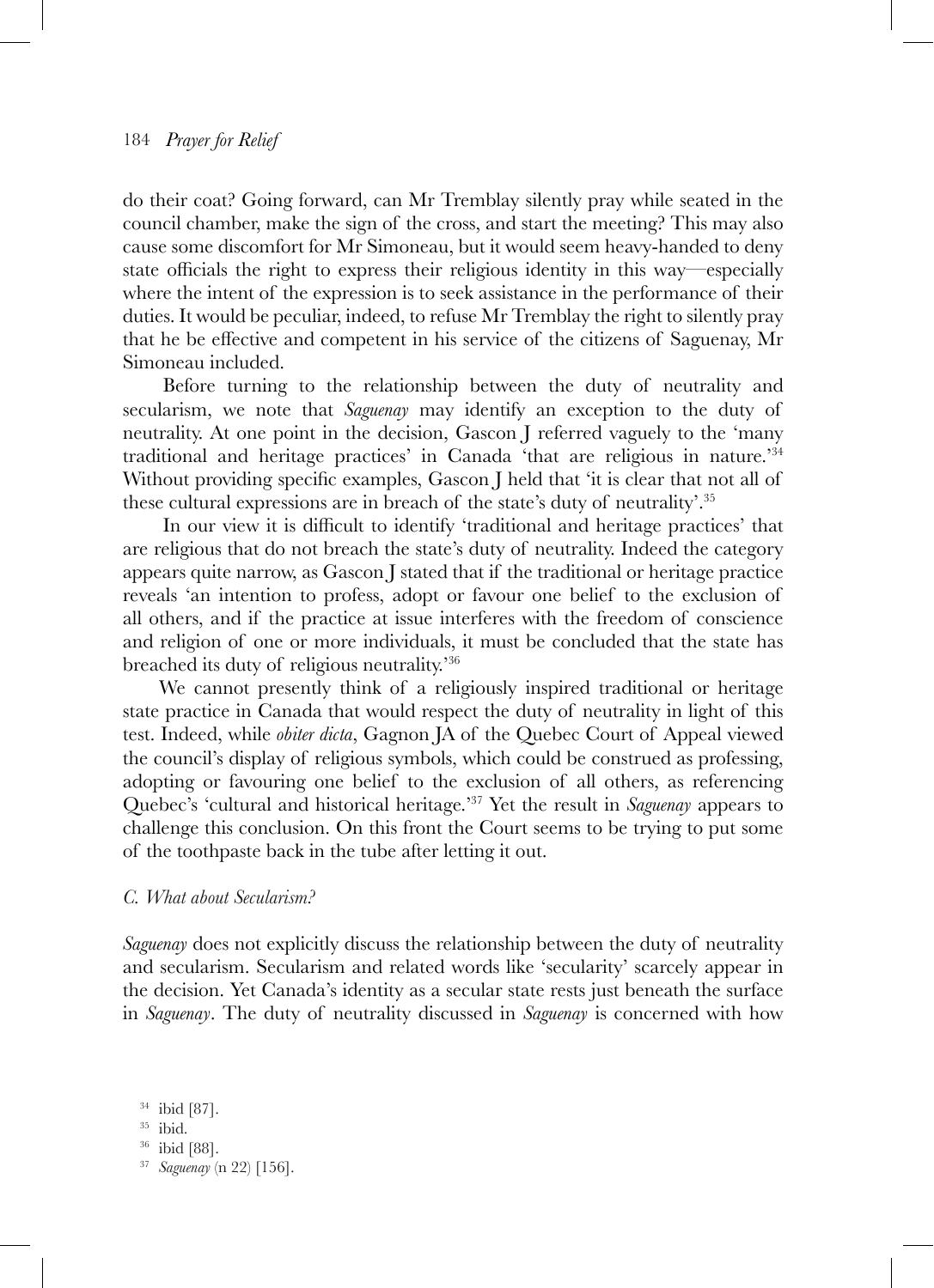do their coat? Going forward, can Mr Tremblay silently pray while seated in the council chamber, make the sign of the cross, and start the meeting? This may also cause some discomfort for Mr Simoneau, but it would seem heavy-handed to deny state officials the right to express their religious identity in this way—especially where the intent of the expression is to seek assistance in the performance of their duties. It would be peculiar, indeed, to refuse Mr Tremblay the right to silently pray that he be effective and competent in his service of the citizens of Saguenay, Mr Simoneau included.

Before turning to the relationship between the duty of neutrality and secularism, we note that *Saguenay* may identify an exception to the duty of neutrality. At one point in the decision, Gascon J referred vaguely to the 'many traditional and heritage practices' in Canada 'that are religious in nature.'[34] Without providing specific examples, Gascon J held that 'it is clear that not all of these cultural expressions are in breach of the state's duty of neutrality'.[35]

In our view it is difficult to identify 'traditional and heritage practices' that are religious that do not breach the state's duty of neutrality. Indeed the category appears quite narrow, as Gascon J stated that if the traditional or heritage practice reveals 'an intention to profess, adopt or favour one belief to the exclusion of all others, and if the practice at issue interferes with the freedom of conscience and religion of one or more individuals, it must be concluded that the state has breached its duty of religious neutrality.'[36]

We cannot presently think of a religiously inspired traditional or heritage state practice in Canada that would respect the duty of neutrality in light of this test. Indeed, while *obiter dicta*, Gagnon JA of the Quebec Court of Appeal viewed the council's display of religious symbols, which could be construed as professing, adopting or favouring one belief to the exclusion of all others, as referencing Quebec's 'cultural and historical heritage.'[37] Yet the result in *Saguenay* appears to challenge this conclusion. On this front the Court seems to be trying to put some of the toothpaste back in the tube after letting it out.

### C. What about Secularism?

*Saguenay* does not explicitly discuss the relationship between the duty of neutrality and secularism. Secularism and related words like 'secularity' scarcely appear in the decision. Yet Canada's identity as a secular state rests just beneath the surface in *Saguenay*. The duty of neutrality discussed in *Saguenay* is concerned with how

[34] ibid [87].

[35] ibid.

[36] ibid [88].

[37] *Saguenay* (n 22) [156].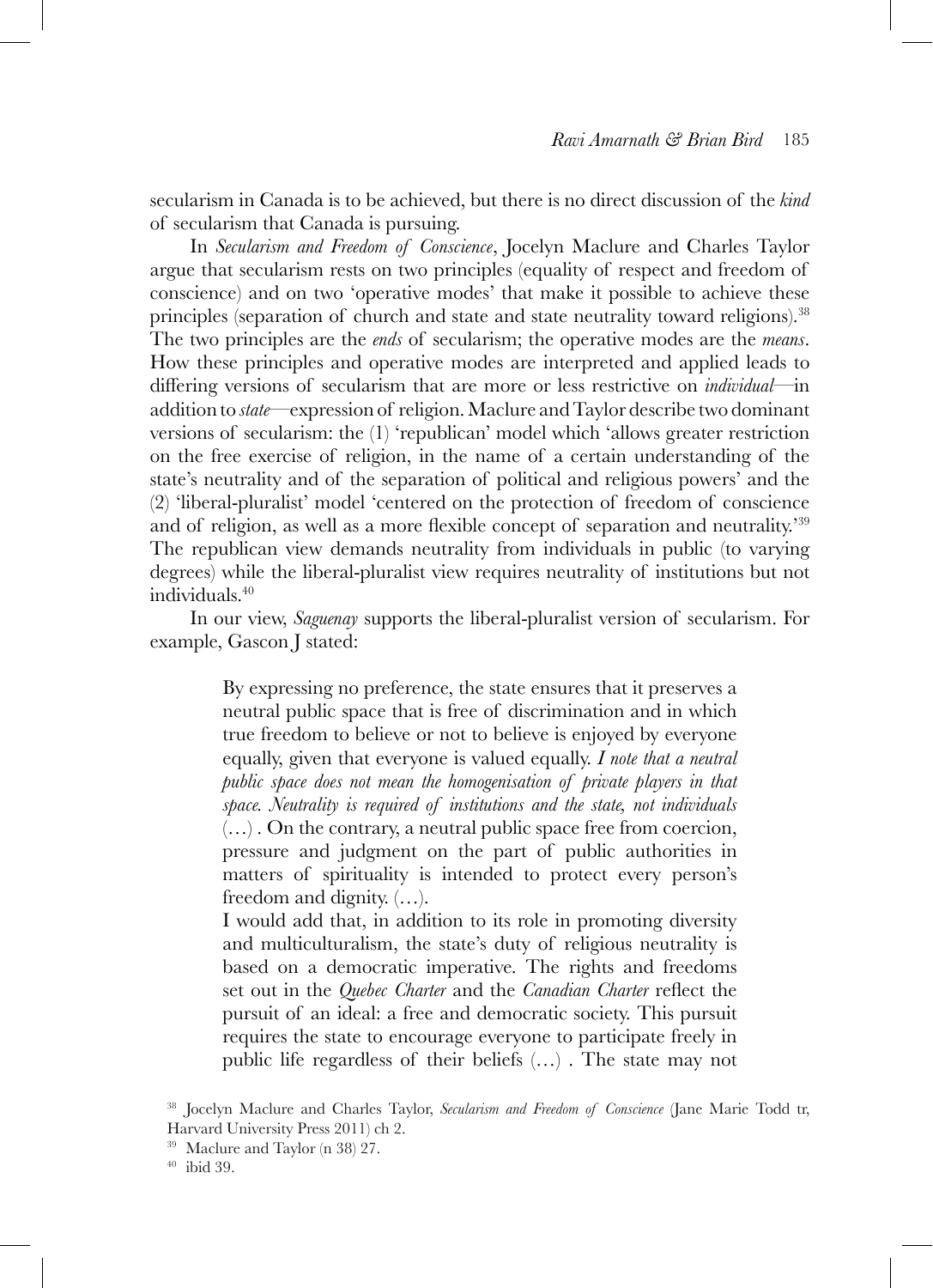secularism in Canada is to be achieved, but there is no direct discussion of the *kind* of secularism that Canada is pursuing.

In *Secularism and Freedom of Conscience*, Jocelyn Maclure and Charles Taylor argue that secularism rests on two principles (equality of respect and freedom of conscience) and on two 'operative modes' that make it possible to achieve these principles (separation of church and state and state neutrality toward religions).[38] The two principles are the *ends* of secularism; the operative modes are the *means*. How these principles and operative modes are interpreted and applied leads to differing versions of secularism that are more or less restrictive on *individual*—in addition to *state*—expression of religion. Maclure and Taylor describe two dominant versions of secularism: the (1) 'republican' model which 'allows greater restriction on the free exercise of religion, in the name of a certain understanding of the state's neutrality and of the separation of political and religious powers' and the (2) 'liberal-pluralist' model 'centered on the protection of freedom of conscience and of religion, as well as a more flexible concept of separation and neutrality.'[39] The republican view demands neutrality from individuals in public (to varying degrees) while the liberal-pluralist view requires neutrality of institutions but not individuals.[40]

In our view, *Saguenay* supports the liberal-pluralist version of secularism. For example, Gascon J stated:

> By expressing no preference, the state ensures that it preserves a neutral public space that is free of discrimination and in which true freedom to believe or not to believe is enjoyed by everyone equally, given that everyone is valued equally. *I note that a neutral public space does not mean the homogenisation of private players in that space. Neutrality is required of institutions and the state, not individuals* (…) . On the contrary, a neutral public space free from coercion, pressure and judgment on the part of public authorities in matters of spirituality is intended to protect every person's freedom and dignity. (…).
>
> I would add that, in addition to its role in promoting diversity and multiculturalism, the state's duty of religious neutrality is based on a democratic imperative. The rights and freedoms set out in the *Quebec Charter* and the *Canadian Charter* reflect the pursuit of an ideal: a free and democratic society. This pursuit requires the state to encourage everyone to participate freely in public life regardless of their beliefs (…) . The state may not

[38] Jocelyn Maclure and Charles Taylor, *Secularism and Freedom of Conscience* (Jane Marie Todd tr, Harvard University Press 2011) ch 2.

[39] Maclure and Taylor (n 38) 27.

[40] ibid 39.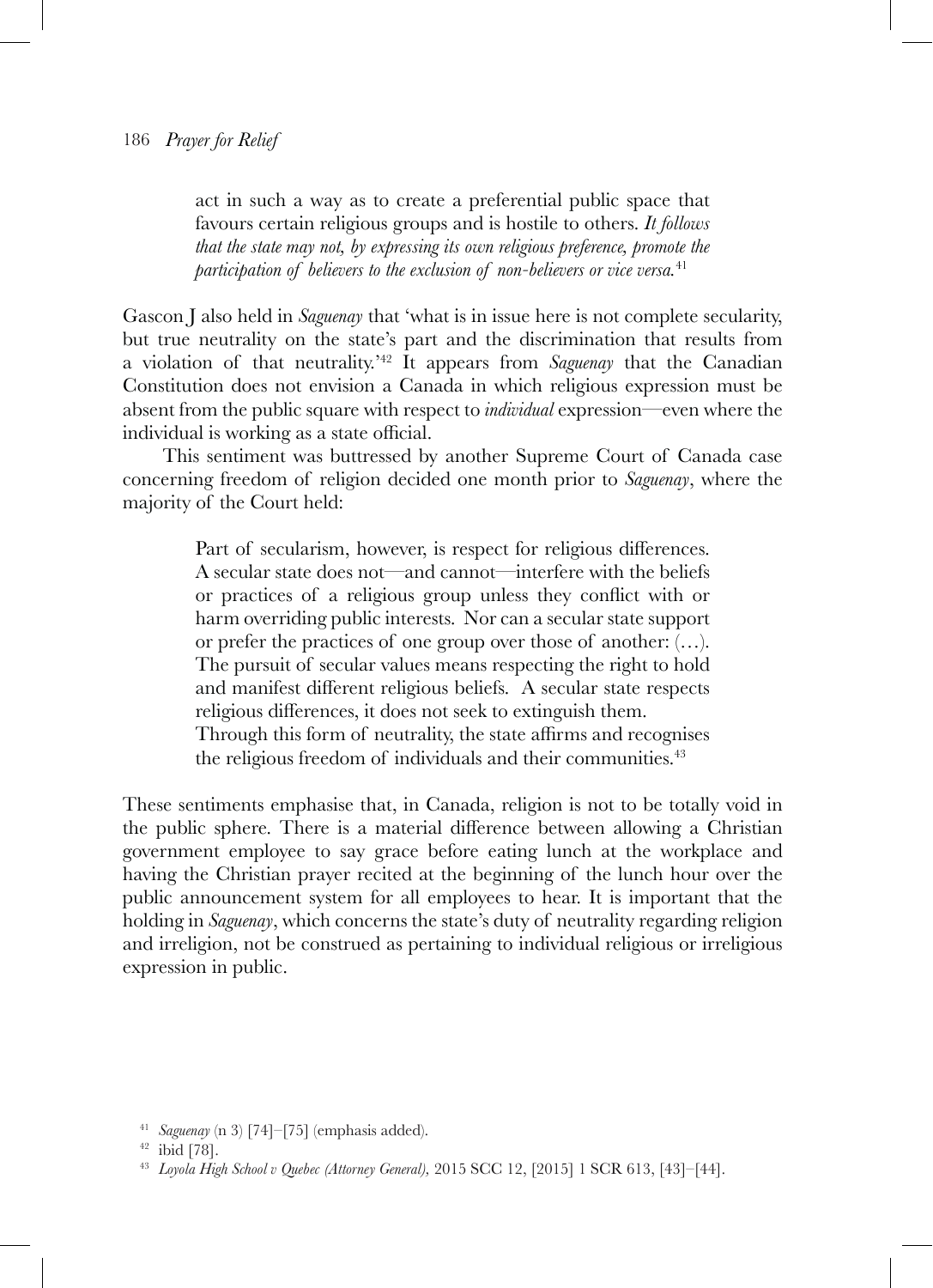> act in such a way as to create a preferential public space that favours certain religious groups and is hostile to others. *It follows that the state may not, by expressing its own religious preference, promote the participation of believers to the exclusion of non-believers or vice versa.*[41]

Gascon J also held in *Saguenay* that 'what is in issue here is not complete secularity, but true neutrality on the state's part and the discrimination that results from a violation of that neutrality.'[42] It appears from *Saguenay* that the Canadian Constitution does not envision a Canada in which religious expression must be absent from the public square with respect to *individual* expression—even where the individual is working as a state official.

This sentiment was buttressed by another Supreme Court of Canada case concerning freedom of religion decided one month prior to *Saguenay*, where the majority of the Court held:

> Part of secularism, however, is respect for religious differences. A secular state does not—and cannot—interfere with the beliefs or practices of a religious group unless they conflict with or harm overriding public interests. Nor can a secular state support or prefer the practices of one group over those of another: (…). The pursuit of secular values means respecting the right to hold and manifest different religious beliefs. A secular state respects religious differences, it does not seek to extinguish them.
> Through this form of neutrality, the state affirms and recognises the religious freedom of individuals and their communities.[43]

These sentiments emphasise that, in Canada, religion is not to be totally void in the public sphere. There is a material difference between allowing a Christian government employee to say grace before eating lunch at the workplace and having the Christian prayer recited at the beginning of the lunch hour over the public announcement system for all employees to hear. It is important that the holding in *Saguenay*, which concerns the state's duty of neutrality regarding religion and irreligion, not be construed as pertaining to individual religious or irreligious expression in public.

---

[41] *Saguenay* (n 3) [74]–[75] (emphasis added).

[42] ibid [78].

[43] *Loyola High School v Quebec (Attorney General)*, 2015 SCC 12, [2015] 1 SCR 613, [43]–[44].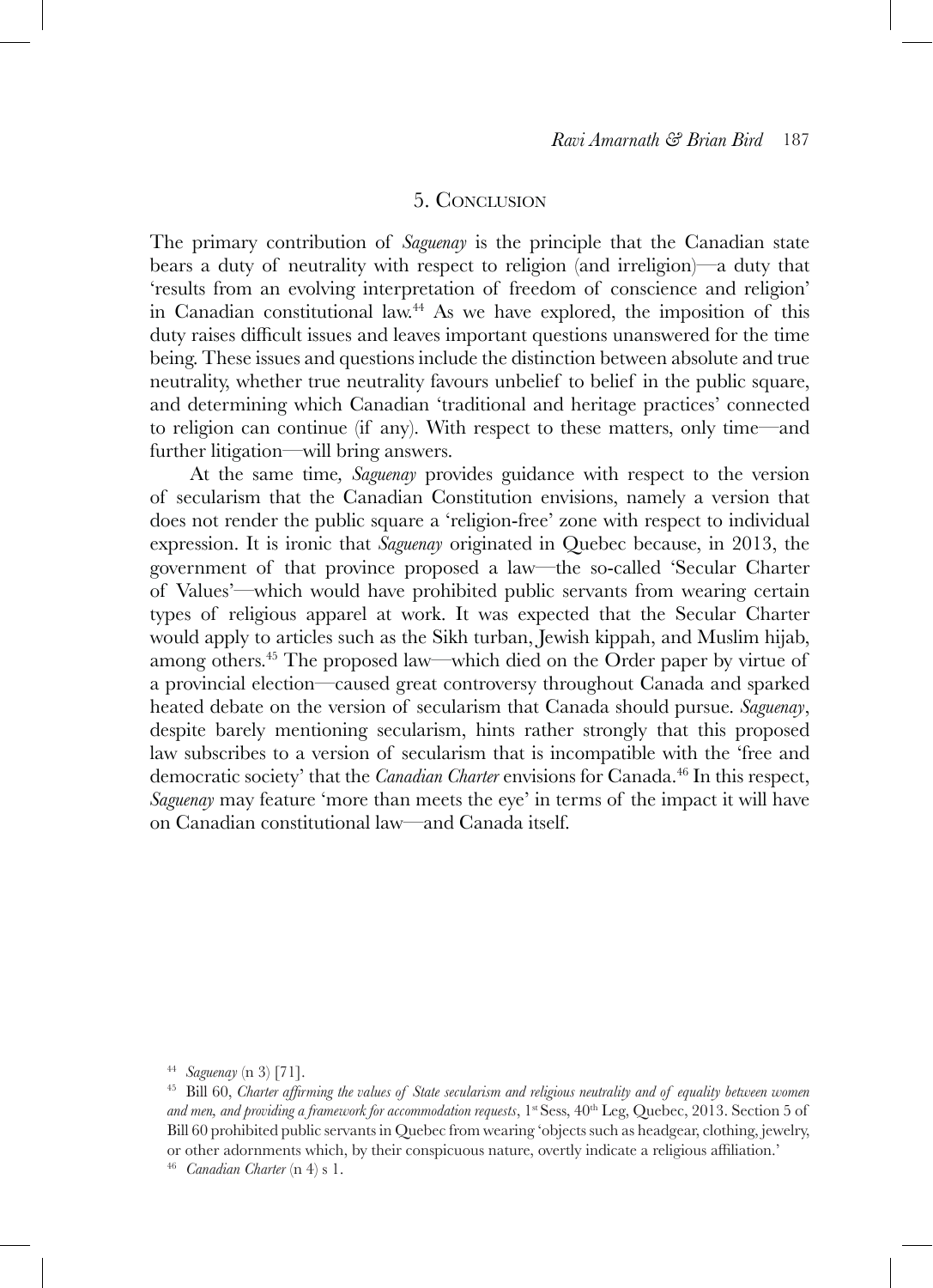## 5. Conclusion

The primary contribution of *Saguenay* is the principle that the Canadian state bears a duty of neutrality with respect to religion (and irreligion)—a duty that 'results from an evolving interpretation of freedom of conscience and religion' in Canadian constitutional law.[44] As we have explored, the imposition of this duty raises difficult issues and leaves important questions unanswered for the time being. These issues and questions include the distinction between absolute and true neutrality, whether true neutrality favours unbelief to belief in the public square, and determining which Canadian 'traditional and heritage practices' connected to religion can continue (if any). With respect to these matters, only time—and further litigation—will bring answers.

At the same time, *Saguenay* provides guidance with respect to the version of secularism that the Canadian Constitution envisions, namely a version that does not render the public square a 'religion-free' zone with respect to individual expression. It is ironic that *Saguenay* originated in Quebec because, in 2013, the government of that province proposed a law—the so-called 'Secular Charter of Values'—which would have prohibited public servants from wearing certain types of religious apparel at work. It was expected that the Secular Charter would apply to articles such as the Sikh turban, Jewish kippah, and Muslim hijab, among others.[45] The proposed law—which died on the Order paper by virtue of a provincial election—caused great controversy throughout Canada and sparked heated debate on the version of secularism that Canada should pursue. *Saguenay*, despite barely mentioning secularism, hints rather strongly that this proposed law subscribes to a version of secularism that is incompatible with the 'free and democratic society' that the *Canadian Charter* envisions for Canada.[46] In this respect, *Saguenay* may feature 'more than meets the eye' in terms of the impact it will have on Canadian constitutional law—and Canada itself.

---

[44] *Saguenay* (n 3) [71].

[45] Bill 60, *Charter affirming the values of State secularism and religious neutrality and of equality between women and men, and providing a framework for accommodation requests*, 1st Sess, 40th Leg, Quebec, 2013. Section 5 of Bill 60 prohibited public servants in Quebec from wearing 'objects such as headgear, clothing, jewelry, or other adornments which, by their conspicuous nature, overtly indicate a religious affiliation.'

[46] *Canadian Charter* (n 4) s 1.